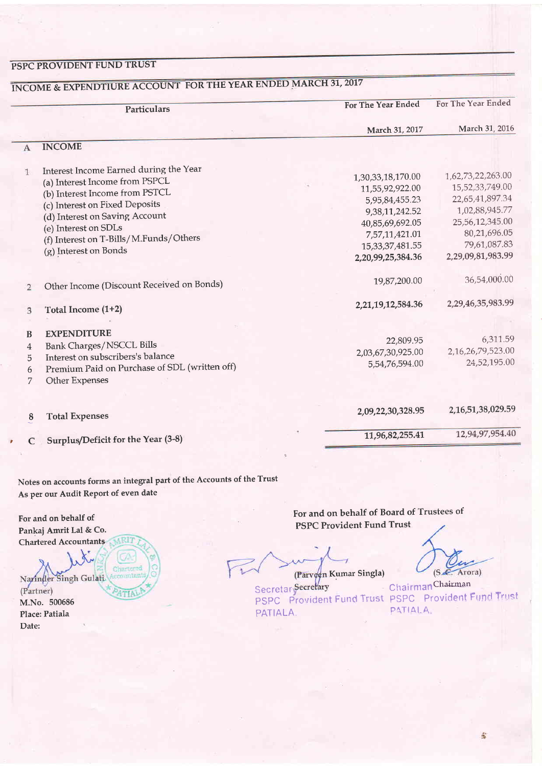## PSPC PROVIDENT FUND TRUST

## INCOME & EXPENDTIURE ACCOUNT FOR THE YEAR ENDED MARCH 31, 2017

| | Particulars | For The Year Ended March 31, 2017 | For The Year Ended March 31, 2016 |
|---|---|---|---|
| **A** | **INCOME** | | |
| 1 | Interest Income Earned during the Year | | |
| | (a) Interest Income from PSPCL | 1,30,33,18,170.00 | 1,62,73,22,263.00 |
| | (b) Interest Income from PSTCL | 11,55,92,922.00 | 15,52,33,749.00 |
| | (c) Interest on Fixed Deposits | 5,95,84,455.23 | 22,65,41,897.34 |
| | (d) Interest on Saving Account | 9,38,11,242.52 | 1,02,88,945.77 |
| | (e) Interest on SDLs | 40,85,69,692.05 | 25,56,12,345.00 |
| | (f) Interest on T-Bills/M.Funds/Others | 7,57,11,421.01 | 80,21,696.05 |
| | (g) Interest on Bonds | 15,33,37,481.55 | 79,61,087.83 |
| | | **2,20,99,25,384.36** | **2,29,09,81,983.99** |
| 2 | Other Income (Discount Received on Bonds) | 19,87,200.00 | 36,54,000.00 |
| 3 | **Total Income (1+2)** | **2,21,19,12,584.36** | **2,29,46,35,983.99** |
| **B** | **EXPENDITURE** | | |
| 4 | Bank Charges/NSCCL Bills | 22,809.95 | 6,311.59 |
| 5 | Interest on subscribers's balance | 2,03,67,30,925.00 | 2,16,26,79,523.00 |
| 6 | Premium Paid on Purchase of SDL (written off) | 5,54,76,594.00 | 24,52,195.00 |
| 7 | Other Expenses | | |
| 8 | **Total Expenses** | **2,09,22,30,328.95** | **2,16,51,38,029.59** |
| **C** | **Surplus/Deficit for the Year (3-8)** | **11,96,82,255.41** | **12,94,97,954.40** |

Notes on accounts forms an integral part of the Accounts of the Trust

As per our Audit Report of even date

For and on behalf of
Pankaj Amrit Lal & Co.
Chartered Accountants

Narinder Singh Gulati
(Partner)
M.No. 500686
Place: Patiala
Date:

For and on behalf of Board of Trustees of
PSPC Provident Fund Trust

(Parveen Kumar Singla)
Secretary
Secretary PSPC Provident Fund Trust PATIALA.

(S.C. Arora)
Chairman
Chairman PSPC Provident Fund Trust PATIALA.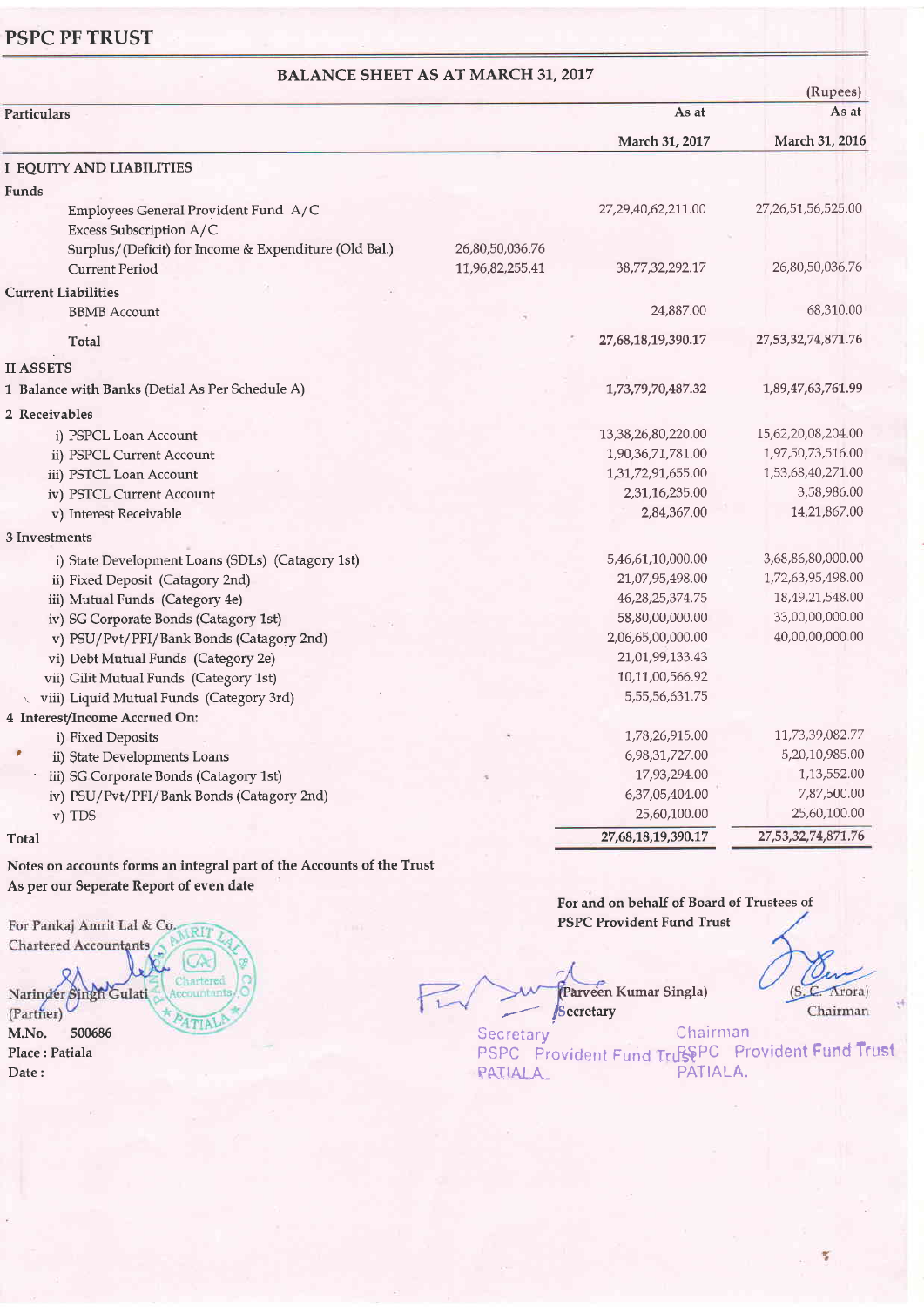## PSPC PF TRUST

### BALANCE SHEET AS AT MARCH 31, 2017

(Rupees)

| Particulars | | As at March 31, 2017 | As at March 31, 2016 |
|---|---|---|---|
| **I EQUITY AND LIABILITIES** | | | |
| **Funds** | | | |
| Employees General Provident Fund A/C | | 27,29,40,62,211.00 | 27,26,51,56,525.00 |
| Excess Subscription A/C | | | |
| Surplus/(Deficit) for Income & Expenditure (Old Bal.) | 26,80,50,036.76 | | |
| Current Period | 11,96,82,255.41 | 38,77,32,292.17 | 26,80,50,036.76 |
| **Current Liabilities** | | | |
| BBMB Account | | 24,887.00 | 68,310.00 |
| **Total** | | **27,68,18,19,390.17** | **27,53,32,74,871.76** |
| **II ASSETS** | | | |
| 1 Balance with Banks (Detial As Per Schedule A) | | 1,73,79,70,487.32 | 1,89,47,63,761.99 |
| **2 Receivables** | | | |
| i) PSPCL Loan Account | | 13,38,26,80,220.00 | 15,62,20,08,204.00 |
| ii) PSPCL Current Account | | 1,90,36,71,781.00 | 1,97,50,73,516.00 |
| iii) PSTCL Loan Account | | 1,31,72,91,655.00 | 1,53,68,40,271.00 |
| iv) PSTCL Current Account | | 2,31,16,235.00 | 3,58,986.00 |
| v) Interest Receivable | | 2,84,367.00 | 14,21,867.00 |
| **3 Investments** | | | |
| i) State Development Loans (SDLs) (Catagory 1st) | | 5,46,61,10,000.00 | 3,68,86,80,000.00 |
| ii) Fixed Deposit (Catagory 2nd) | | 21,07,95,498.00 | 1,72,63,95,498.00 |
| iii) Mutual Funds (Category 4e) | | 46,28,25,374.75 | 18,49,21,548.00 |
| iv) SG Corporate Bonds (Catagory 1st) | | 58,80,00,000.00 | 33,00,00,000.00 |
| v) PSU/Pvt/PFI/Bank Bonds (Catagory 2nd) | | 2,06,65,00,000.00 | 40,00,00,000.00 |
| vi) Debt Mutual Funds (Category 2e) | | 21,01,99,133.43 | |
| vii) Gilit Mutual Funds (Category 1st) | | 10,11,00,566.92 | |
| viii) Liquid Mutual Funds (Category 3rd) | | 5,55,56,631.75 | |
| **4 Interest/Income Accrued On:** | | | |
| i) Fixed Deposits | | 1,78,26,915.00 | 11,73,39,082.77 |
| ii) State Developments Loans | | 6,98,31,727.00 | 5,20,10,985.00 |
| iii) SG Corporate Bonds (Catagory 1st) | | 17,93,294.00 | 1,13,552.00 |
| iv) PSU/Pvt/PFI/Bank Bonds (Catagory 2nd) | | 6,37,05,404.00 | 7,87,500.00 |
| v) TDS | | 25,60,100.00 | 25,60,100.00 |
| **Total** | | **27,68,18,19,390.17** | **27,53,32,74,871.76** |

**Notes on accounts forms an integral part of the Accounts of the Trust**
**As per our Seperate Report of even date**

For Pankaj Amrit Lal & Co.
Chartered Accountants

Narinder Singh Gulati
(Partner)
**M.No. 500686**
**Place : Patiala**
**Date :**

**For and on behalf of Board of Trustees of PSPC Provident Fund Trust**

(Parveen Kumar Singla)
Secretary
Secretary
PSPC Provident Fund Trust
PATIALA

(S. C. Arora)
Chairman
Chairman
PSPC Provident Fund Trust
PATIALA.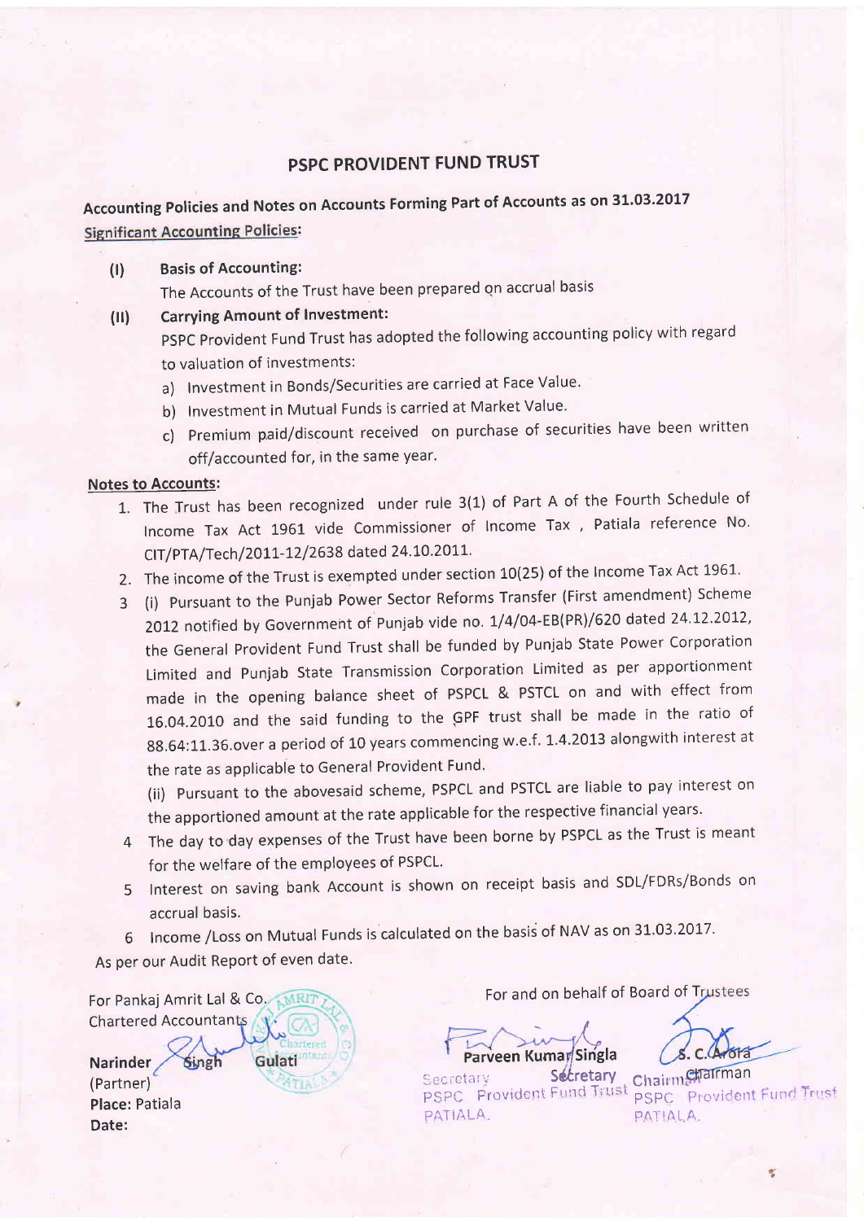# PSPC PROVIDENT FUND TRUST

## Accounting Policies and Notes on Accounts Forming Part of Accounts as on 31.03.2017

**Significant Accounting Policies:**

**(I) Basis of Accounting:**

The Accounts of the Trust have been prepared on accrual basis

**(II) Carrying Amount of Investment:**

PSPC Provident Fund Trust has adopted the following accounting policy with regard to valuation of investments:

a) Investment in Bonds/Securities are carried at Face Value.

b) Investment in Mutual Funds is carried at Market Value.

c) Premium paid/discount received on purchase of securities have been written off/accounted for, in the same year.

**Notes to Accounts:**

1. The Trust has been recognized under rule 3(1) of Part A of the Fourth Schedule of Income Tax Act 1961 vide Commissioner of Income Tax, Patiala reference No. CIT/PTA/Tech/2011-12/2638 dated 24.10.2011.
2. The income of the Trust is exempted under section 10(25) of the Income Tax Act 1961.
3. (i) Pursuant to the Punjab Power Sector Reforms Transfer (First amendment) Scheme 2012 notified by Government of Punjab vide no. 1/4/04-EB(PR)/620 dated 24.12.2012, the General Provident Fund Trust shall be funded by Punjab State Power Corporation Limited and Punjab State Transmission Corporation Limited as per apportionment made in the opening balance sheet of PSPCL & PSTCL on and with effect from 16.04.2010 and the said funding to the GPF trust shall be made in the ratio of 88.64:11.36.over a period of 10 years commencing w.e.f. 1.4.2013 alongwith interest at the rate as applicable to General Provident Fund.

   (ii) Pursuant to the abovesaid scheme, PSPCL and PSTCL are liable to pay interest on the apportioned amount at the rate applicable for the respective financial years.
4. The day to day expenses of the Trust have been borne by PSPCL as the Trust is meant for the welfare of the employees of PSPCL.
5. Interest on saving bank Account is shown on receipt basis and SDL/FDRs/Bonds on accrual basis.
6. Income /Loss on Mutual Funds is calculated on the basis of NAV as on 31.03.2017.

As per our Audit Report of even date.

For Pankaj Amrit Lal & Co.
Chartered Accountants

**Narinder Singh Gulati**
(Partner)
**Place:** Patiala
**Date:**

For and on behalf of Board of Trustees

**Parveen Kumar Singla**
Secretary
Secretary
PSPC Provident Fund Trust
PATIALA.

**S. C. Arora**
Chairman
Chairman
PSPC Provident Fund Trust
PATIALA.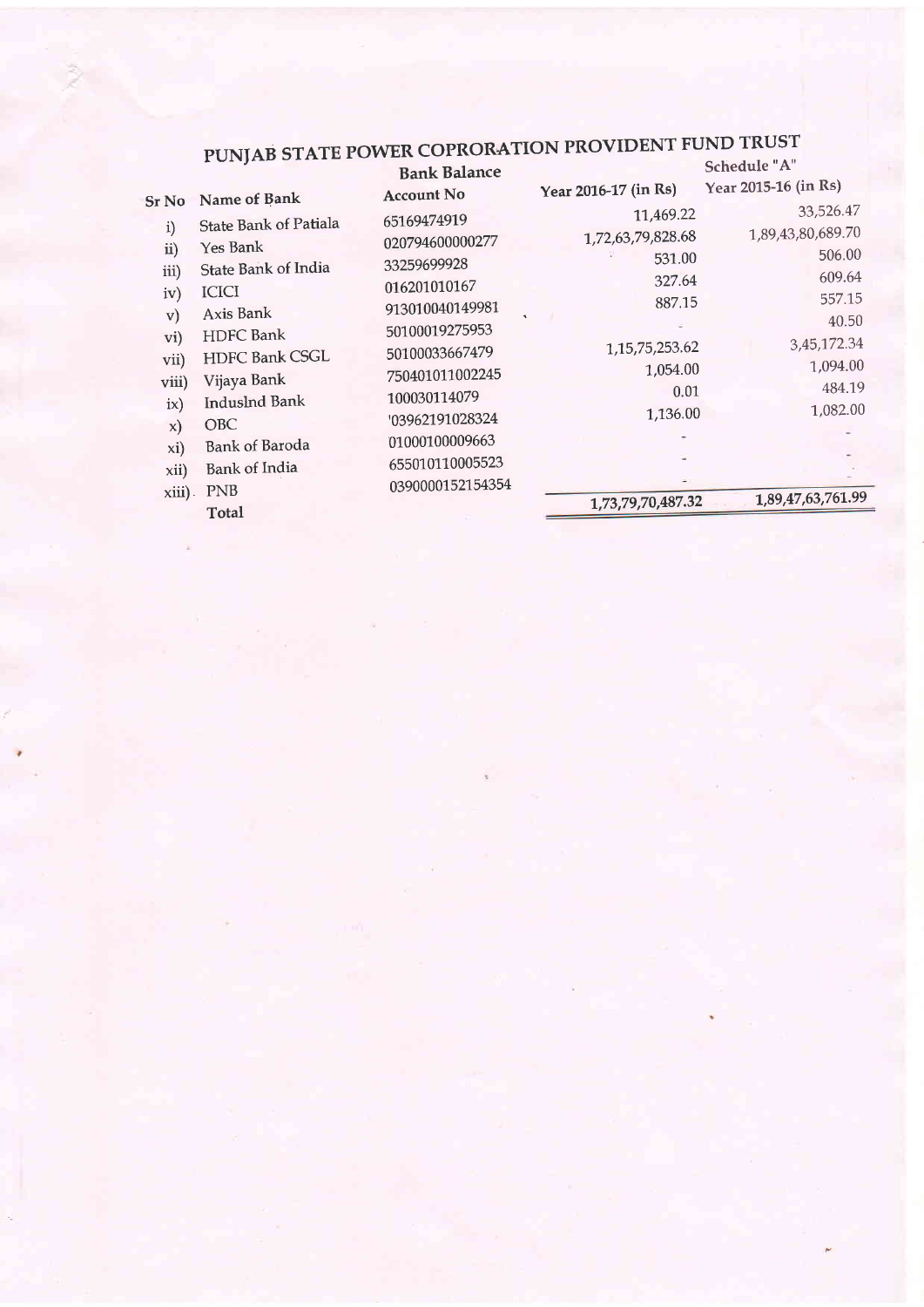# PUNJAB STATE POWER COPRORATION PROVIDENT FUND TRUST

## Bank Balance

Schedule "A"

| Sr No | Name of Bank | Account No | Year 2016-17 (in Rs) | Year 2015-16 (in Rs) |
|---|---|---|---|---|
| i) | State Bank of Patiala | 65169474919 | 11,469.22 | 33,526.47 |
| ii) | Yes Bank | 020794600000277 | 1,72,63,79,828.68 | 1,89,43,80,689.70 |
| iii) | State Bank of India | 33259699928 | 531.00 | 506.00 |
| iv) | ICICI | 016201010167 | 327.64 | 609.64 |
| v) | Axis Bank | 913010040149981 | 887.15 | 557.15 |
| vi) | HDFC Bank | 50100019275953 | - | 40.50 |
| vii) | HDFC Bank CSGL | 50100033667479 | 1,15,75,253.62 | 3,45,172.34 |
| viii) | Vijaya Bank | 750401011002245 | 1,054.00 | 1,094.00 |
| ix) | Induslnd Bank | 100030114079 | 0.01 | 484.19 |
| x) | OBC | '03962191028324 | 1,136.00 | 1,082.00 |
| xi) | Bank of Baroda | 01000100009663 | - | - |
| xii) | Bank of India | 655010110005523 | - | - |
| xiii) | PNB | 0390000152154354 | - | - |
| | **Total** | | 1,73,79,70,487.32 | 1,89,47,63,761.99 |